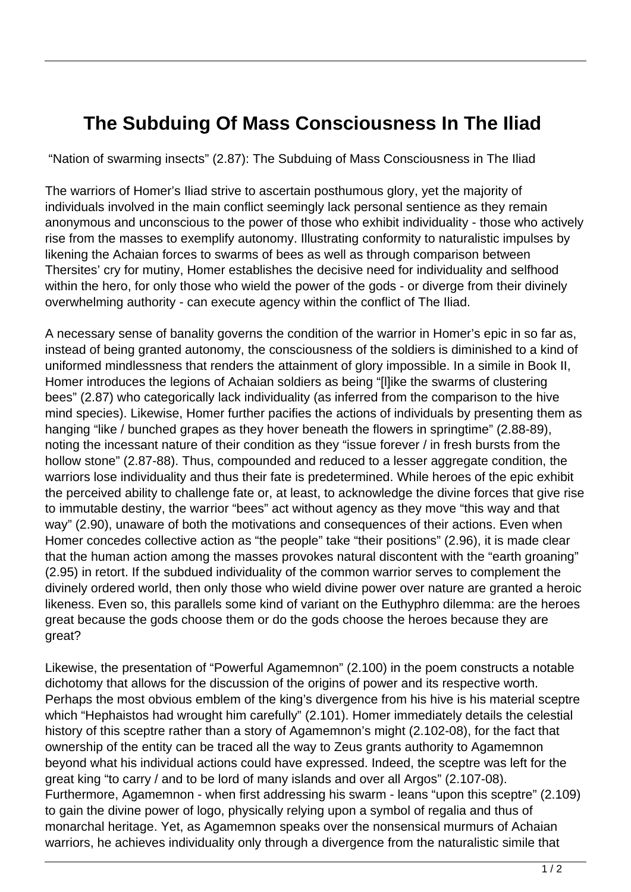# The Subduing Of Mass Consciousness In The Iliad

"Nation of swarming insects" (2.87): The Subduing of Mass Consciousness in The Iliad

The warriors of Homer's Iliad strive to ascertain posthumous glory, yet the majority of individuals involved in the main conflict seemingly lack personal sentience as they remain anonymous and unconscious to the power of those who exhibit individuality - those who actively rise from the masses to exemplify autonomy. Illustrating conformity to naturalistic impulses by likening the Achaian forces to swarms of bees as well as through comparison between Thersites' cry for mutiny, Homer establishes the decisive need for individuality and selfhood within the hero, for only those who wield the power of the gods - or diverge from their divinely overwhelming authority - can execute agency within the conflict of The Iliad.

A necessary sense of banality governs the condition of the warrior in Homer's epic in so far as, instead of being granted autonomy, the consciousness of the soldiers is diminished to a kind of uniformed mindlessness that renders the attainment of glory impossible. In a simile in Book II, Homer introduces the legions of Achaian soldiers as being "[l]ike the swarms of clustering bees" (2.87) who categorically lack individuality (as inferred from the comparison to the hive mind species). Likewise, Homer further pacifies the actions of individuals by presenting them as hanging "like / bunched grapes as they hover beneath the flowers in springtime" (2.88-89), noting the incessant nature of their condition as they "issue forever / in fresh bursts from the hollow stone" (2.87-88). Thus, compounded and reduced to a lesser aggregate condition, the warriors lose individuality and thus their fate is predetermined. While heroes of the epic exhibit the perceived ability to challenge fate or, at least, to acknowledge the divine forces that give rise to immutable destiny, the warrior "bees" act without agency as they move "this way and that way" (2.90), unaware of both the motivations and consequences of their actions. Even when Homer concedes collective action as "the people" take "their positions" (2.96), it is made clear that the human action among the masses provokes natural discontent with the "earth groaning" (2.95) in retort. If the subdued individuality of the common warrior serves to complement the divinely ordered world, then only those who wield divine power over nature are granted a heroic likeness. Even so, this parallels some kind of variant on the Euthyphro dilemma: are the heroes great because the gods choose them or do the gods choose the heroes because they are great?

Likewise, the presentation of "Powerful Agamemnon" (2.100) in the poem constructs a notable dichotomy that allows for the discussion of the origins of power and its respective worth. Perhaps the most obvious emblem of the king's divergence from his hive is his material sceptre which "Hephaistos had wrought him carefully" (2.101). Homer immediately details the celestial history of this sceptre rather than a story of Agamemnon's might (2.102-08), for the fact that ownership of the entity can be traced all the way to Zeus grants authority to Agamemnon beyond what his individual actions could have expressed. Indeed, the sceptre was left for the great king "to carry / and to be lord of many islands and over all Argos" (2.107-08). Furthermore, Agamemnon - when first addressing his swarm - leans "upon this sceptre" (2.109) to gain the divine power of logo, physically relying upon a symbol of regalia and thus of monarchal heritage. Yet, as Agamemnon speaks over the nonsensical murmurs of Achaian warriors, he achieves individuality only through a divergence from the naturalistic simile that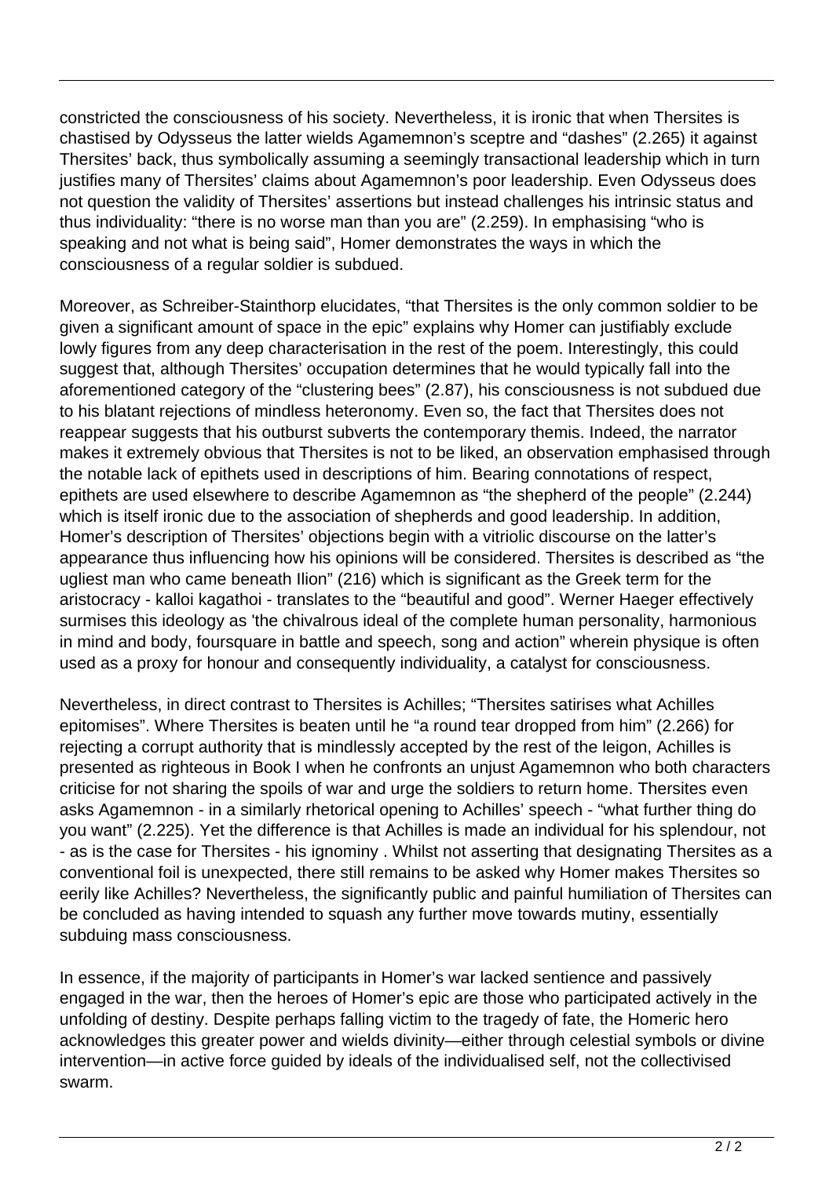constricted the consciousness of his society. Nevertheless, it is ironic that when Thersites is chastised by Odysseus the latter wields Agamemnon's sceptre and "dashes" (2.265) it against Thersites' back, thus symbolically assuming a seemingly transactional leadership which in turn justifies many of Thersites' claims about Agamemnon's poor leadership. Even Odysseus does not question the validity of Thersites' assertions but instead challenges his intrinsic status and thus individuality: "there is no worse man than you are" (2.259). In emphasising "who is speaking and not what is being said", Homer demonstrates the ways in which the consciousness of a regular soldier is subdued.

Moreover, as Schreiber-Stainthorp elucidates, "that Thersites is the only common soldier to be given a significant amount of space in the epic" explains why Homer can justifiably exclude lowly figures from any deep characterisation in the rest of the poem. Interestingly, this could suggest that, although Thersites' occupation determines that he would typically fall into the aforementioned category of the "clustering bees" (2.87), his consciousness is not subdued due to his blatant rejections of mindless heteronomy. Even so, the fact that Thersites does not reappear suggests that his outburst subverts the contemporary themis. Indeed, the narrator makes it extremely obvious that Thersites is not to be liked, an observation emphasised through the notable lack of epithets used in descriptions of him. Bearing connotations of respect, epithets are used elsewhere to describe Agamemnon as "the shepherd of the people" (2.244) which is itself ironic due to the association of shepherds and good leadership. In addition, Homer's description of Thersites' objections begin with a vitriolic discourse on the latter's appearance thus influencing how his opinions will be considered. Thersites is described as "the ugliest man who came beneath Ilion" (216) which is significant as the Greek term for the aristocracy - kalloi kagathoi - translates to the "beautiful and good". Werner Haeger effectively surmises this ideology as 'the chivalrous ideal of the complete human personality, harmonious in mind and body, foursquare in battle and speech, song and action" wherein physique is often used as a proxy for honour and consequently individuality, a catalyst for consciousness.

Nevertheless, in direct contrast to Thersites is Achilles; "Thersites satirises what Achilles epitomises". Where Thersites is beaten until he "a round tear dropped from him" (2.266) for rejecting a corrupt authority that is mindlessly accepted by the rest of the leigon, Achilles is presented as righteous in Book I when he confronts an unjust Agamemnon who both characters criticise for not sharing the spoils of war and urge the soldiers to return home. Thersites even asks Agamemnon - in a similarly rhetorical opening to Achilles' speech - "what further thing do you want" (2.225). Yet the difference is that Achilles is made an individual for his splendour, not - as is the case for Thersites - his ignominy . Whilst not asserting that designating Thersites as a conventional foil is unexpected, there still remains to be asked why Homer makes Thersites so eerily like Achilles? Nevertheless, the significantly public and painful humiliation of Thersites can be concluded as having intended to squash any further move towards mutiny, essentially subduing mass consciousness.

In essence, if the majority of participants in Homer's war lacked sentience and passively engaged in the war, then the heroes of Homer's epic are those who participated actively in the unfolding of destiny. Despite perhaps falling victim to the tragedy of fate, the Homeric hero acknowledges this greater power and wields divinity—either through celestial symbols or divine intervention—in active force guided by ideals of the individualised self, not the collectivised swarm.